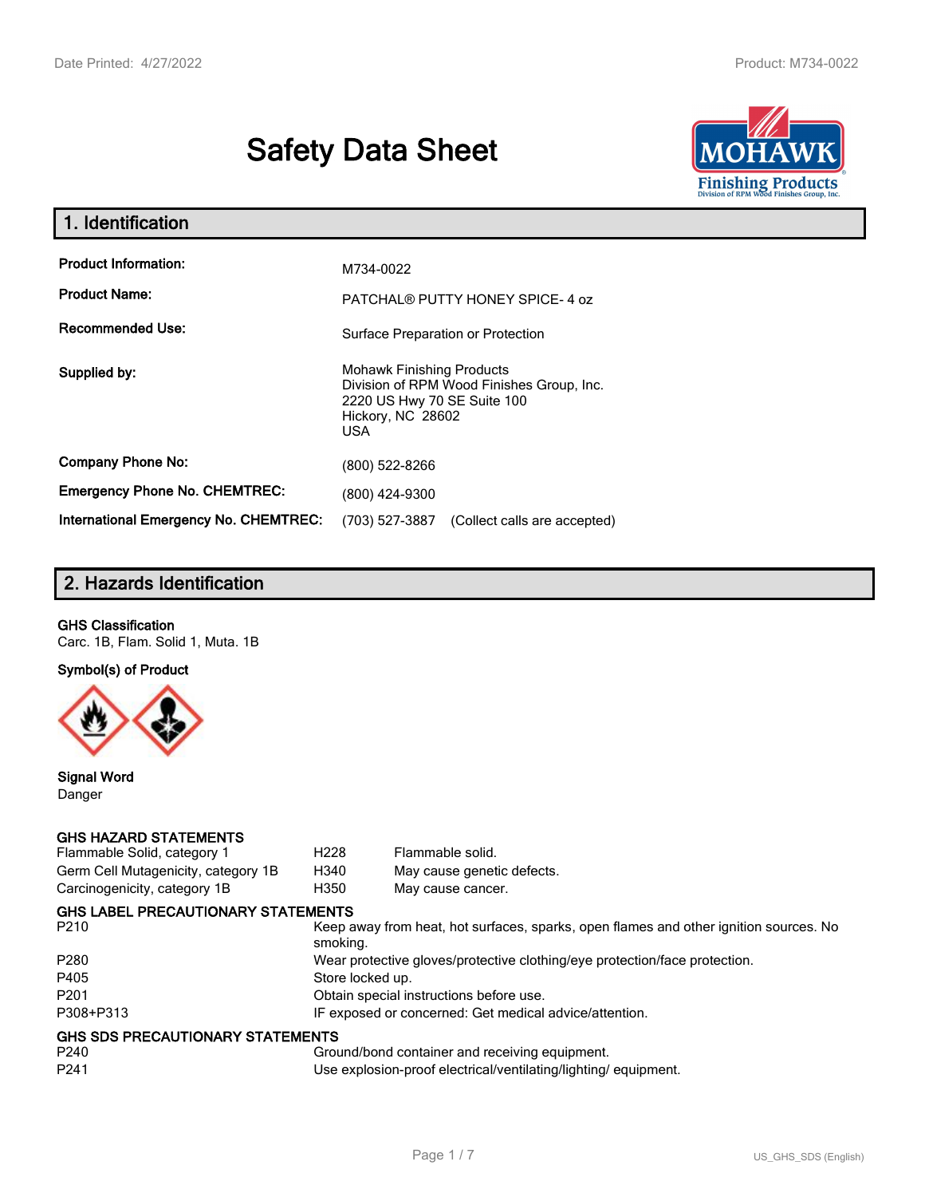# Safety Data Sheet

## 1. Identification

| | |
|---|---|
| **Product Information:** | M734-0022 |
| **Product Name:** | PATCHAL® PUTTY HONEY SPICE- 4 oz |
| **Recommended Use:** | Surface Preparation or Protection |
| **Supplied by:** | Mohawk Finishing Products<br>Division of RPM Wood Finishes Group, Inc.<br>2220 US Hwy 70 SE Suite 100<br>Hickory, NC 28602<br>USA |
| **Company Phone No:** | (800) 522-8266 |
| **Emergency Phone No. CHEMTREC:** | (800) 424-9300 |
| **International Emergency No. CHEMTREC:** | (703) 527-3887 (Collect calls are accepted) |

## 2. Hazards Identification

**GHS Classification**
Carc. 1B, Flam. Solid 1, Muta. 1B

**Symbol(s) of Product**

**Signal Word**
Danger

**GHS HAZARD STATEMENTS**

| | | |
|---|---|---|
| Flammable Solid, category 1 | H228 | Flammable solid. |
| Germ Cell Mutagenicity, category 1B | H340 | May cause genetic defects. |
| Carcinogenicity, category 1B | H350 | May cause cancer. |

**GHS LABEL PRECAUTIONARY STATEMENTS**

| | |
|---|---|
| P210 | Keep away from heat, hot surfaces, sparks, open flames and other ignition sources. No smoking. |
| P280 | Wear protective gloves/protective clothing/eye protection/face protection. |
| P405 | Store locked up. |
| P201 | Obtain special instructions before use. |
| P308+P313 | IF exposed or concerned: Get medical advice/attention. |

**GHS SDS PRECAUTIONARY STATEMENTS**

| | |
|---|---|
| P240 | Ground/bond container and receiving equipment. |
| P241 | Use explosion-proof electrical/ventilating/lighting/ equipment. |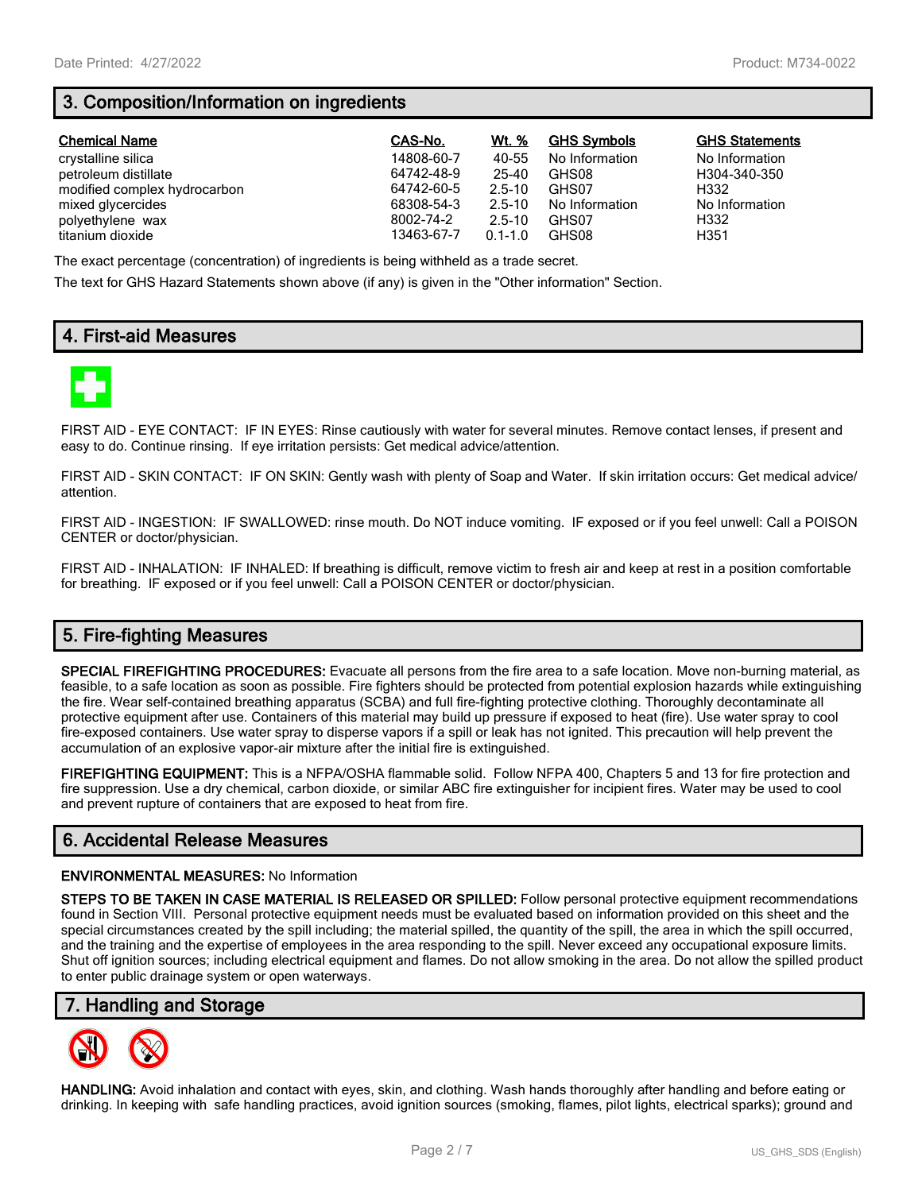## 3. Composition/Information on ingredients

| Chemical Name | CAS-No. | Wt. % | GHS Symbols | GHS Statements |
|---|---|---|---|---|
| crystalline silica | 14808-60-7 | 40-55 | No Information | No Information |
| petroleum distillate | 64742-48-9 | 25-40 | GHS08 | H304-340-350 |
| modified complex hydrocarbon | 64742-60-5 | 2.5-10 | GHS07 | H332 |
| mixed glycercides | 68308-54-3 | 2.5-10 | No Information | No Information |
| polyethylene wax | 8002-74-2 | 2.5-10 | GHS07 | H332 |
| titanium dioxide | 13463-67-7 | 0.1-1.0 | GHS08 | H351 |

The exact percentage (concentration) of ingredients is being withheld as a trade secret.

The text for GHS Hazard Statements shown above (if any) is given in the "Other information" Section.

## 4. First-aid Measures

FIRST AID - EYE CONTACT: IF IN EYES: Rinse cautiously with water for several minutes. Remove contact lenses, if present and easy to do. Continue rinsing. If eye irritation persists: Get medical advice/attention.

FIRST AID - SKIN CONTACT: IF ON SKIN: Gently wash with plenty of Soap and Water. If skin irritation occurs: Get medical advice/ attention.

FIRST AID - INGESTION: IF SWALLOWED: rinse mouth. Do NOT induce vomiting. IF exposed or if you feel unwell: Call a POISON CENTER or doctor/physician.

FIRST AID - INHALATION: IF INHALED: If breathing is difficult, remove victim to fresh air and keep at rest in a position comfortable for breathing. IF exposed or if you feel unwell: Call a POISON CENTER or doctor/physician.

## 5. Fire-fighting Measures

**SPECIAL FIREFIGHTING PROCEDURES:** Evacuate all persons from the fire area to a safe location. Move non-burning material, as feasible, to a safe location as soon as possible. Fire fighters should be protected from potential explosion hazards while extinguishing the fire. Wear self-contained breathing apparatus (SCBA) and full fire-fighting protective clothing. Thoroughly decontaminate all protective equipment after use. Containers of this material may build up pressure if exposed to heat (fire). Use water spray to cool fire-exposed containers. Use water spray to disperse vapors if a spill or leak has not ignited. This precaution will help prevent the accumulation of an explosive vapor-air mixture after the initial fire is extinguished.

**FIREFIGHTING EQUIPMENT:** This is a NFPA/OSHA flammable solid. Follow NFPA 400, Chapters 5 and 13 for fire protection and fire suppression. Use a dry chemical, carbon dioxide, or similar ABC fire extinguisher for incipient fires. Water may be used to cool and prevent rupture of containers that are exposed to heat from fire.

## 6. Accidental Release Measures

**ENVIRONMENTAL MEASURES:** No Information

**STEPS TO BE TAKEN IN CASE MATERIAL IS RELEASED OR SPILLED:** Follow personal protective equipment recommendations found in Section VIII. Personal protective equipment needs must be evaluated based on information provided on this sheet and the special circumstances created by the spill including; the material spilled, the quantity of the spill, the area in which the spill occurred, and the training and the expertise of employees in the area responding to the spill. Never exceed any occupational exposure limits. Shut off ignition sources; including electrical equipment and flames. Do not allow smoking in the area. Do not allow the spilled product to enter public drainage system or open waterways.

## 7. Handling and Storage

**HANDLING:** Avoid inhalation and contact with eyes, skin, and clothing. Wash hands thoroughly after handling and before eating or drinking. In keeping with safe handling practices, avoid ignition sources (smoking, flames, pilot lights, electrical sparks); ground and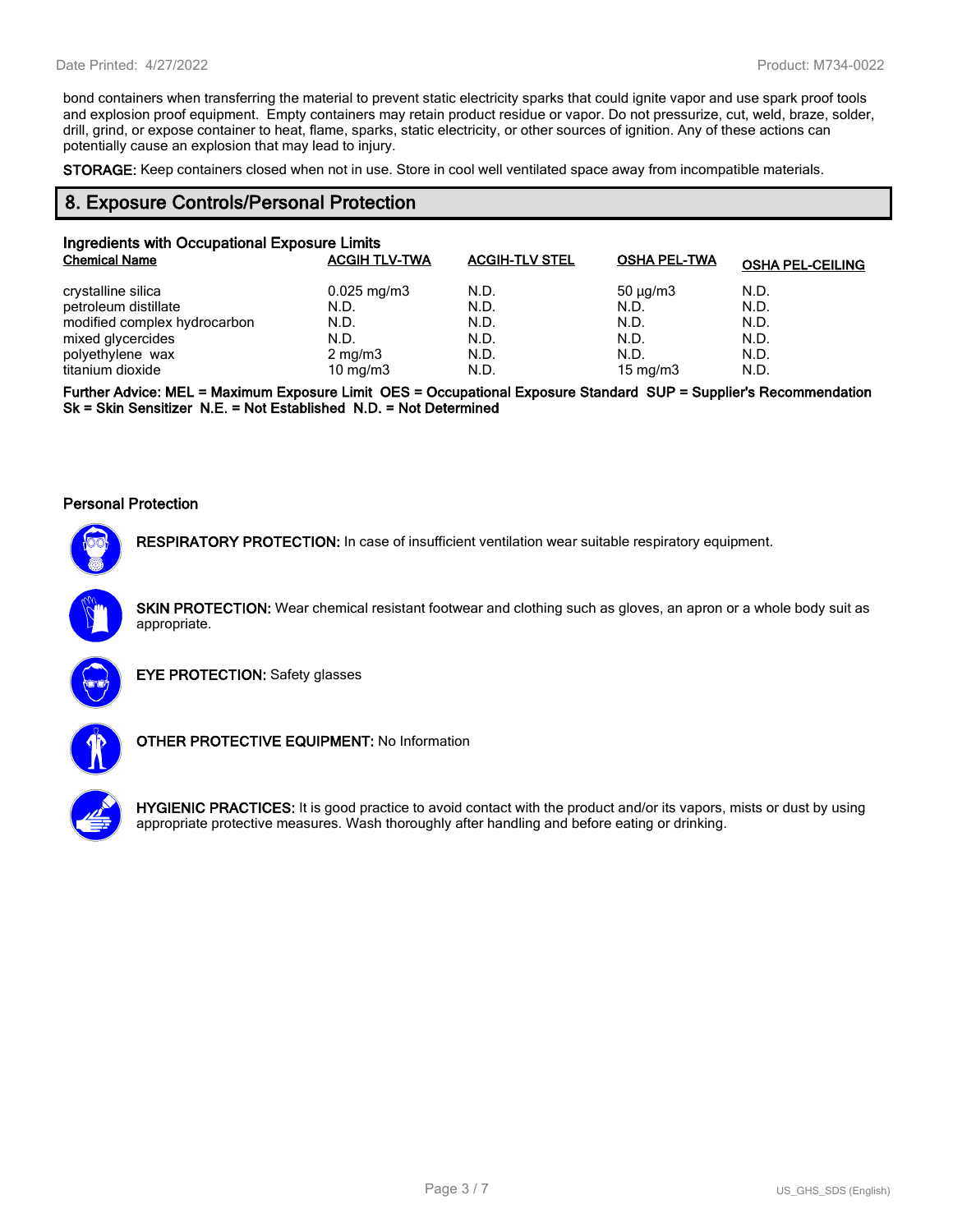bond containers when transferring the material to prevent static electricity sparks that could ignite vapor and use spark proof tools and explosion proof equipment. Empty containers may retain product residue or vapor. Do not pressurize, cut, weld, braze, solder, drill, grind, or expose container to heat, flame, sparks, static electricity, or other sources of ignition. Any of these actions can potentially cause an explosion that may lead to injury.

**STORAGE:** Keep containers closed when not in use. Store in cool well ventilated space away from incompatible materials.

## 8. Exposure Controls/Personal Protection

### Ingredients with Occupational Exposure Limits

| Chemical Name | ACGIH TLV-TWA | ACGIH-TLV STEL | OSHA PEL-TWA | OSHA PEL-CEILING |
|---|---|---|---|---|
| crystalline silica | 0.025 mg/m3 | N.D. | 50 µg/m3 | N.D. |
| petroleum distillate | N.D. | N.D. | N.D. | N.D. |
| modified complex hydrocarbon | N.D. | N.D. | N.D. | N.D. |
| mixed glycercides | N.D. | N.D. | N.D. | N.D. |
| polyethylene wax | 2 mg/m3 | N.D. | N.D. | N.D. |
| titanium dioxide | 10 mg/m3 | N.D. | 15 mg/m3 | N.D. |

**Further Advice: MEL = Maximum Exposure Limit OES = Occupational Exposure Standard SUP = Supplier's Recommendation Sk = Skin Sensitizer N.E. = Not Established N.D. = Not Determined**

### Personal Protection

**RESPIRATORY PROTECTION:** In case of insufficient ventilation wear suitable respiratory equipment.

**SKIN PROTECTION:** Wear chemical resistant footwear and clothing such as gloves, an apron or a whole body suit as appropriate.

**EYE PROTECTION:** Safety glasses

**OTHER PROTECTIVE EQUIPMENT:** No Information

**HYGIENIC PRACTICES:** It is good practice to avoid contact with the product and/or its vapors, mists or dust by using appropriate protective measures. Wash thoroughly after handling and before eating or drinking.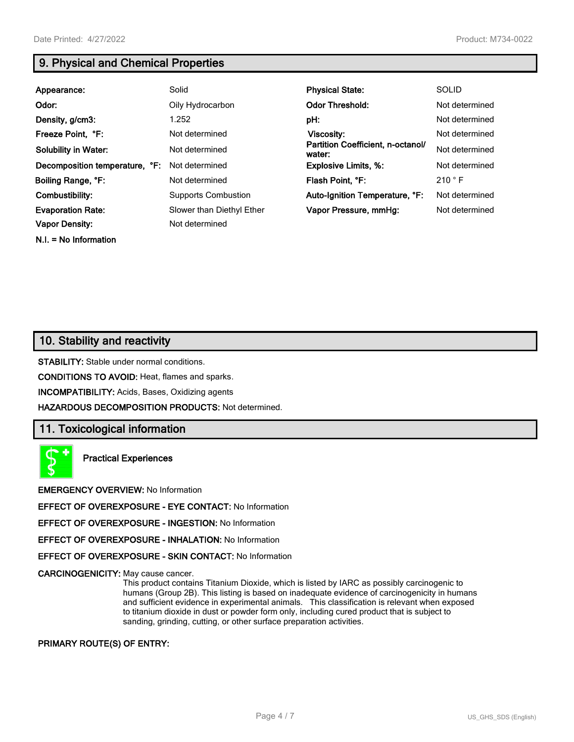## 9. Physical and Chemical Properties

| | | | |
|---|---|---|---|
| **Appearance:** | Solid | **Physical State:** | SOLID |
| **Odor:** | Oily Hydrocarbon | **Odor Threshold:** | Not determined |
| **Density, g/cm3:** | 1.252 | **pH:** | Not determined |
| **Freeze Point, °F:** | Not determined | **Viscosity:** | Not determined |
| **Solubility in Water:** | Not determined | **Partition Coefficient, n-octanol/ water:** | Not determined |
| **Decomposition temperature, °F:** | Not determined | **Explosive Limits, %:** | Not determined |
| **Boiling Range, °F:** | Not determined | **Flash Point, °F:** | 210 ° F |
| **Combustibility:** | Supports Combustion | **Auto-Ignition Temperature, °F:** | Not determined |
| **Evaporation Rate:** | Slower than Diethyl Ether | **Vapor Pressure, mmHg:** | Not determined |
| **Vapor Density:** | Not determined | | |

**N.I. = No Information**

## 10. Stability and reactivity

**STABILITY:** Stable under normal conditions.

**CONDITIONS TO AVOID:** Heat, flames and sparks.

**INCOMPATIBILITY:** Acids, Bases, Oxidizing agents

**HAZARDOUS DECOMPOSITION PRODUCTS:** Not determined.

## 11. Toxicological information

**Practical Experiences**

**EMERGENCY OVERVIEW:** No Information

**EFFECT OF OVEREXPOSURE - EYE CONTACT:** No Information

**EFFECT OF OVEREXPOSURE - INGESTION:** No Information

**EFFECT OF OVEREXPOSURE - INHALATION:** No Information

**EFFECT OF OVEREXPOSURE - SKIN CONTACT:** No Information

**CARCINOGENICITY:** May cause cancer.
This product contains Titanium Dioxide, which is listed by IARC as possibly carcinogenic to humans (Group 2B). This listing is based on inadequate evidence of carcinogenicity in humans and sufficient evidence in experimental animals. This classification is relevant when exposed to titanium dioxide in dust or powder form only, including cured product that is subject to sanding, grinding, cutting, or other surface preparation activities.

**PRIMARY ROUTE(S) OF ENTRY:**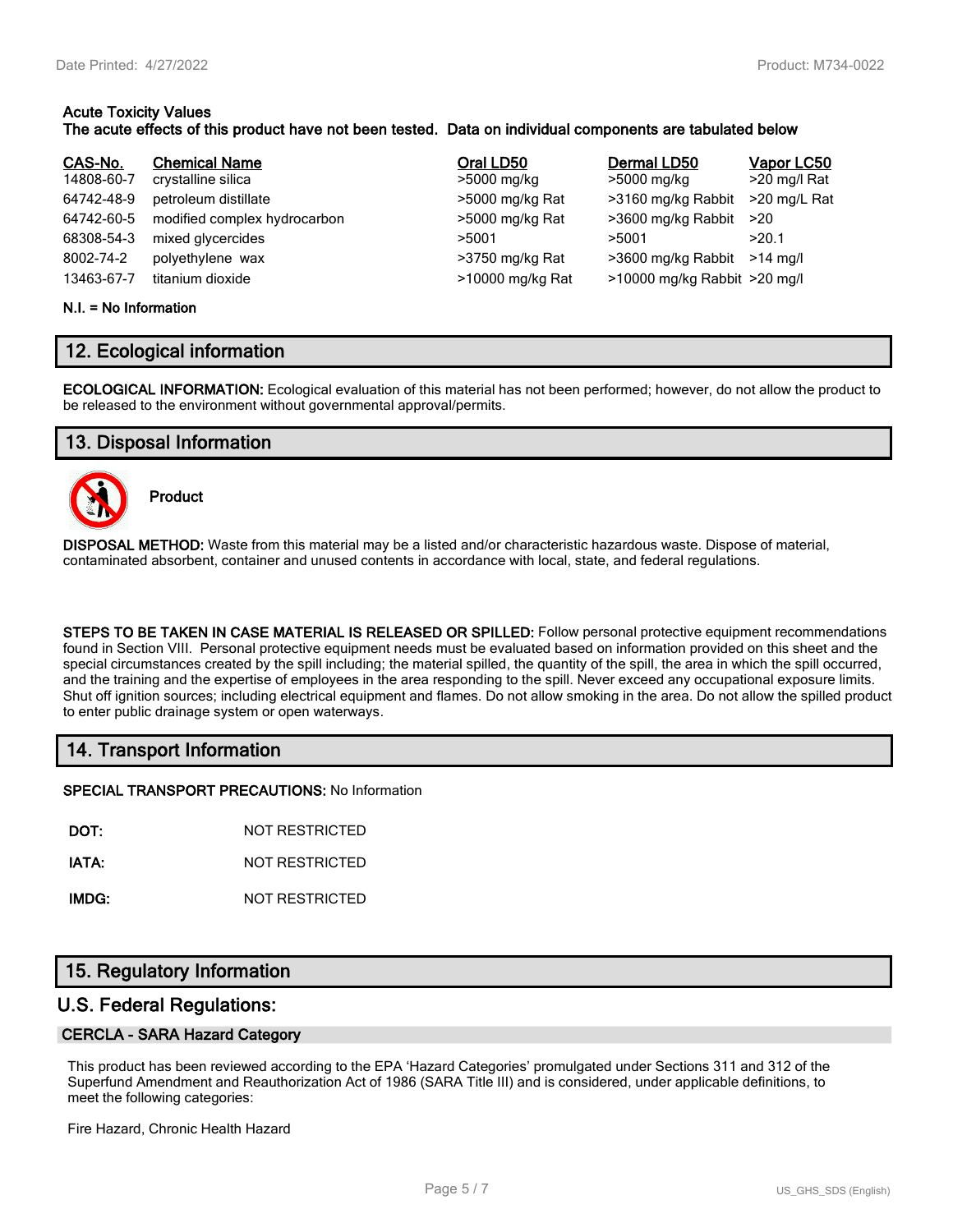**Acute Toxicity Values**
**The acute effects of this product have not been tested. Data on individual components are tabulated below**

| CAS-No. | Chemical Name | Oral LD50 | Dermal LD50 | Vapor LC50 |
|---|---|---|---|---|
| 14808-60-7 | crystalline silica | >5000 mg/kg | >5000 mg/kg | >20 mg/l Rat |
| 64742-48-9 | petroleum distillate | >5000 mg/kg Rat | >3160 mg/kg Rabbit | >20 mg/L Rat |
| 64742-60-5 | modified complex hydrocarbon | >5000 mg/kg Rat | >3600 mg/kg Rabbit | >20 |
| 68308-54-3 | mixed glycercides | >5001 | >5001 | >20.1 |
| 8002-74-2 | polyethylene wax | >3750 mg/kg Rat | >3600 mg/kg Rabbit | >14 mg/l |
| 13463-67-7 | titanium dioxide | >10000 mg/kg Rat | >10000 mg/kg Rabbit | >20 mg/l |

**N.I. = No Information**

## 12. Ecological information

**ECOLOGICAL INFORMATION:** Ecological evaluation of this material has not been performed; however, do not allow the product to be released to the environment without governmental approval/permits.

## 13. Disposal Information

**Product**

**DISPOSAL METHOD:** Waste from this material may be a listed and/or characteristic hazardous waste. Dispose of material, contaminated absorbent, container and unused contents in accordance with local, state, and federal regulations.

**STEPS TO BE TAKEN IN CASE MATERIAL IS RELEASED OR SPILLED:** Follow personal protective equipment recommendations found in Section VIII. Personal protective equipment needs must be evaluated based on information provided on this sheet and the special circumstances created by the spill including; the material spilled, the quantity of the spill, the area in which the spill occurred, and the training and the expertise of employees in the area responding to the spill. Never exceed any occupational exposure limits. Shut off ignition sources; including electrical equipment and flames. Do not allow smoking in the area. Do not allow the spilled product to enter public drainage system or open waterways.

## 14. Transport Information

**SPECIAL TRANSPORT PRECAUTIONS:** No Information

**DOT:** NOT RESTRICTED

**IATA:** NOT RESTRICTED

**IMDG:** NOT RESTRICTED

## 15. Regulatory Information

### U.S. Federal Regulations:

#### CERCLA - SARA Hazard Category

This product has been reviewed according to the EPA 'Hazard Categories' promulgated under Sections 311 and 312 of the Superfund Amendment and Reauthorization Act of 1986 (SARA Title III) and is considered, under applicable definitions, to meet the following categories:

Fire Hazard, Chronic Health Hazard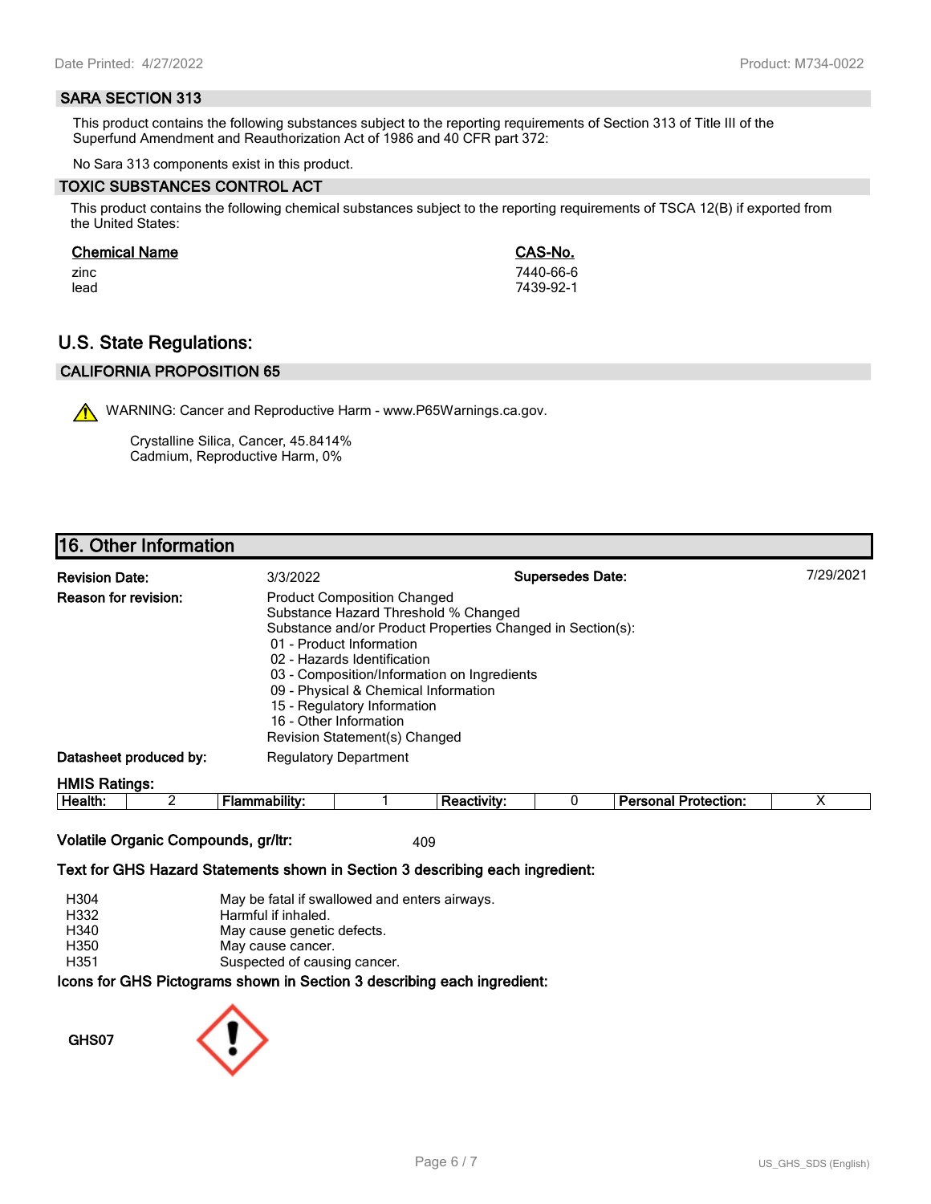### SARA SECTION 313

This product contains the following substances subject to the reporting requirements of Section 313 of Title III of the Superfund Amendment and Reauthorization Act of 1986 and 40 CFR part 372:

No Sara 313 components exist in this product.

### TOXIC SUBSTANCES CONTROL ACT

This product contains the following chemical substances subject to the reporting requirements of TSCA 12(B) if exported from the United States:

| Chemical Name | CAS-No. |
|---|---|
| zinc | 7440-66-6 |
| lead | 7439-92-1 |

## U.S. State Regulations:

### CALIFORNIA PROPOSITION 65

⚠ WARNING: Cancer and Reproductive Harm - www.P65Warnings.ca.gov.

Crystalline Silica, Cancer, 45.8414%
Cadmium, Reproductive Harm, 0%

## 16. Other Information

**Revision Date:** 3/3/2022 **Supersedes Date:** 7/29/2021

**Reason for revision:**
Product Composition Changed
Substance Hazard Threshold % Changed
Substance and/or Product Properties Changed in Section(s):
- 01 - Product Information
- 02 - Hazards Identification
- 03 - Composition/Information on Ingredients
- 09 - Physical & Chemical Information
- 15 - Regulatory Information
- 16 - Other Information

Revision Statement(s) Changed

**Datasheet produced by:** Regulatory Department

**HMIS Ratings:**

| Health: | 2 | Flammability: | 1 | Reactivity: | 0 | Personal Protection: | X |
|---|---|---|---|---|---|---|---|

**Volatile Organic Compounds, gr/ltr:** 409

**Text for GHS Hazard Statements shown in Section 3 describing each ingredient:**

| | |
|---|---|
| H304 | May be fatal if swallowed and enters airways. |
| H332 | Harmful if inhaled. |
| H340 | May cause genetic defects. |
| H350 | May cause cancer. |
| H351 | Suspected of causing cancer. |

**Icons for GHS Pictograms shown in Section 3 describing each ingredient:**

GHS07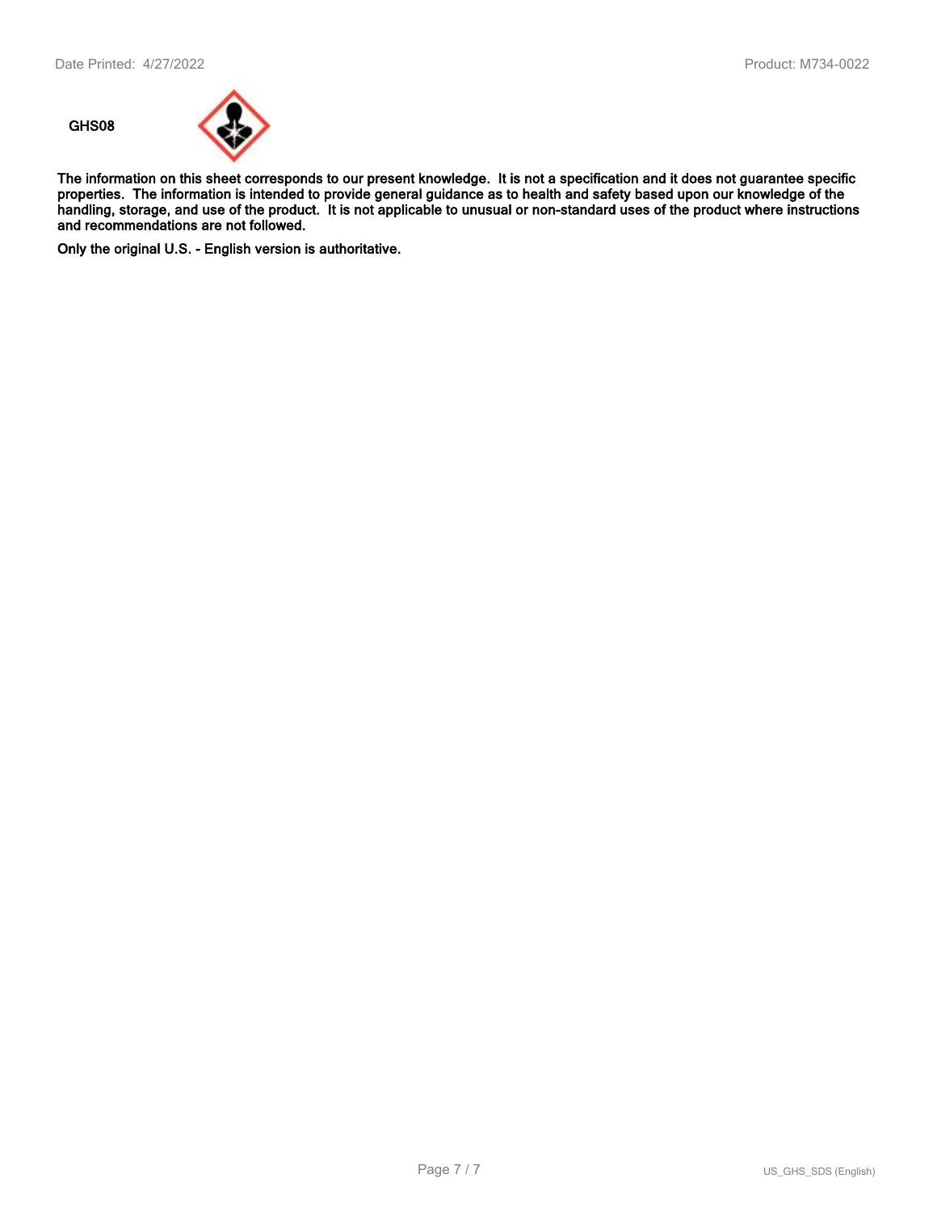GHS08

**The information on this sheet corresponds to our present knowledge. It is not a specification and it does not guarantee specific properties. The information is intended to provide general guidance as to health and safety based upon our knowledge of the handling, storage, and use of the product. It is not applicable to unusual or non-standard uses of the product where instructions and recommendations are not followed.**

**Only the original U.S. - English version is authoritative.**